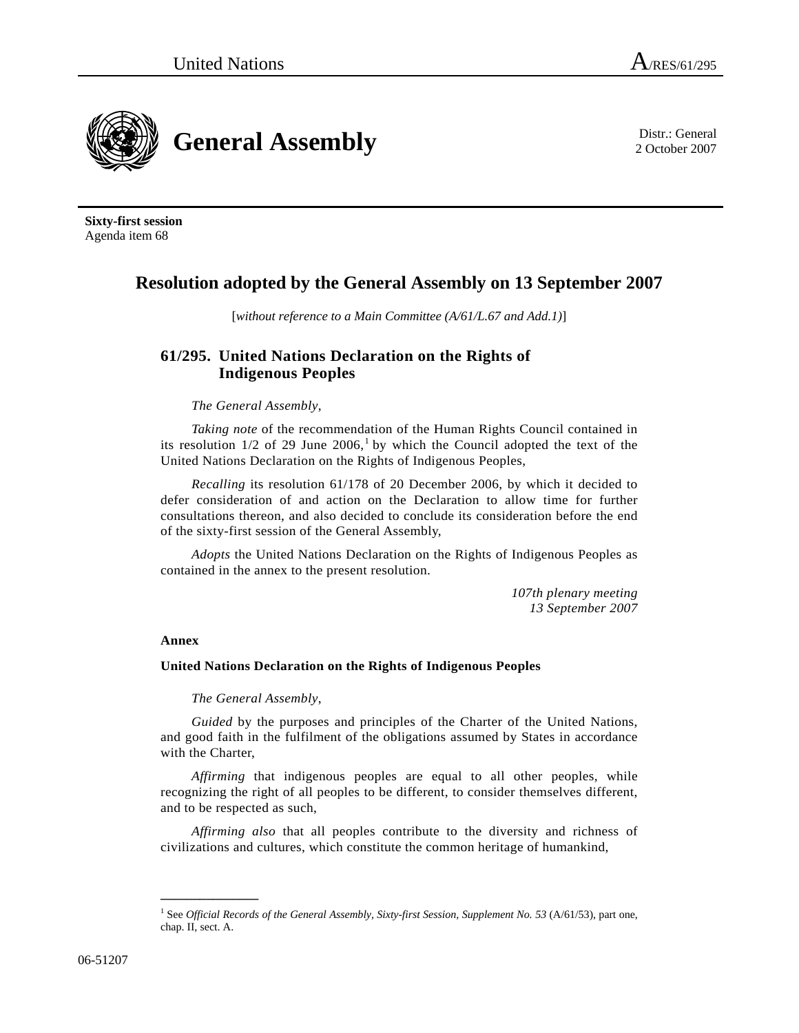United Nations A/RES/61/295

# General Assembly

Distr.: General
2 October 2007

**Sixty-first session**
Agenda item 68

## Resolution adopted by the General Assembly on 13 September 2007

[*without reference to a Main Committee (A/61/L.67 and Add.1)*]

### 61/295. United Nations Declaration on the Rights of Indigenous Peoples

*The General Assembly*,

*Taking note* of the recommendation of the Human Rights Council contained in its resolution 1/2 of 29 June 2006,[1] by which the Council adopted the text of the United Nations Declaration on the Rights of Indigenous Peoples,

*Recalling* its resolution 61/178 of 20 December 2006, by which it decided to defer consideration of and action on the Declaration to allow time for further consultations thereon, and also decided to conclude its consideration before the end of the sixty-first session of the General Assembly,

*Adopts* the United Nations Declaration on the Rights of Indigenous Peoples as contained in the annex to the present resolution.

*107th plenary meeting*
*13 September 2007*

**Annex**

**United Nations Declaration on the Rights of Indigenous Peoples**

*The General Assembly*,

*Guided* by the purposes and principles of the Charter of the United Nations, and good faith in the fulfilment of the obligations assumed by States in accordance with the Charter,

*Affirming* that indigenous peoples are equal to all other peoples, while recognizing the right of all peoples to be different, to consider themselves different, and to be respected as such,

*Affirming also* that all peoples contribute to the diversity and richness of civilizations and cultures, which constitute the common heritage of humankind,

---

[1] See *Official Records of the General Assembly, Sixty-first Session, Supplement No. 53* (A/61/53), part one, chap. II, sect. A.

06-51207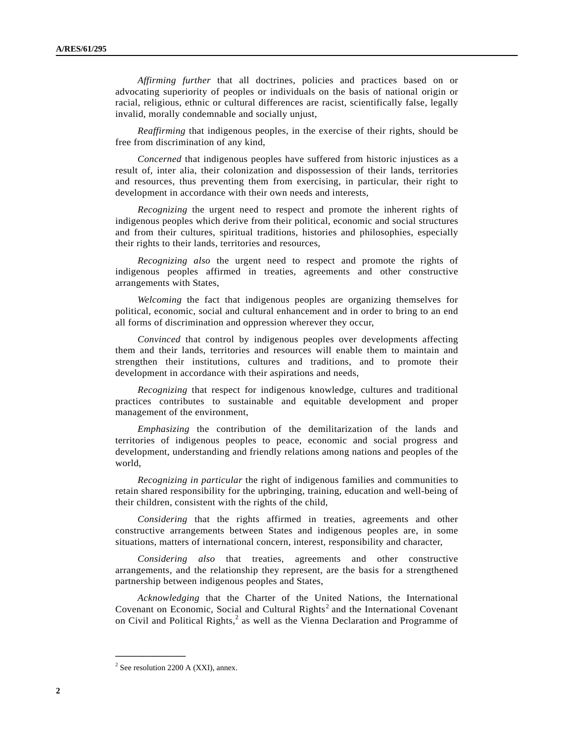*Affirming further* that all doctrines, policies and practices based on or advocating superiority of peoples or individuals on the basis of national origin or racial, religious, ethnic or cultural differences are racist, scientifically false, legally invalid, morally condemnable and socially unjust,

*Reaffirming* that indigenous peoples, in the exercise of their rights, should be free from discrimination of any kind,

*Concerned* that indigenous peoples have suffered from historic injustices as a result of, inter alia, their colonization and dispossession of their lands, territories and resources, thus preventing them from exercising, in particular, their right to development in accordance with their own needs and interests,

*Recognizing* the urgent need to respect and promote the inherent rights of indigenous peoples which derive from their political, economic and social structures and from their cultures, spiritual traditions, histories and philosophies, especially their rights to their lands, territories and resources,

*Recognizing also* the urgent need to respect and promote the rights of indigenous peoples affirmed in treaties, agreements and other constructive arrangements with States,

*Welcoming* the fact that indigenous peoples are organizing themselves for political, economic, social and cultural enhancement and in order to bring to an end all forms of discrimination and oppression wherever they occur,

*Convinced* that control by indigenous peoples over developments affecting them and their lands, territories and resources will enable them to maintain and strengthen their institutions, cultures and traditions, and to promote their development in accordance with their aspirations and needs,

*Recognizing* that respect for indigenous knowledge, cultures and traditional practices contributes to sustainable and equitable development and proper management of the environment,

*Emphasizing* the contribution of the demilitarization of the lands and territories of indigenous peoples to peace, economic and social progress and development, understanding and friendly relations among nations and peoples of the world,

*Recognizing in particular* the right of indigenous families and communities to retain shared responsibility for the upbringing, training, education and well-being of their children, consistent with the rights of the child,

*Considering* that the rights affirmed in treaties, agreements and other constructive arrangements between States and indigenous peoples are, in some situations, matters of international concern, interest, responsibility and character,

*Considering also* that treaties, agreements and other constructive arrangements, and the relationship they represent, are the basis for a strengthened partnership between indigenous peoples and States,

*Acknowledging* that the Charter of the United Nations, the International Covenant on Economic, Social and Cultural Rights[2] and the International Covenant on Civil and Political Rights,[2] as well as the Vienna Declaration and Programme of

---

[2] See resolution 2200 A (XXI), annex.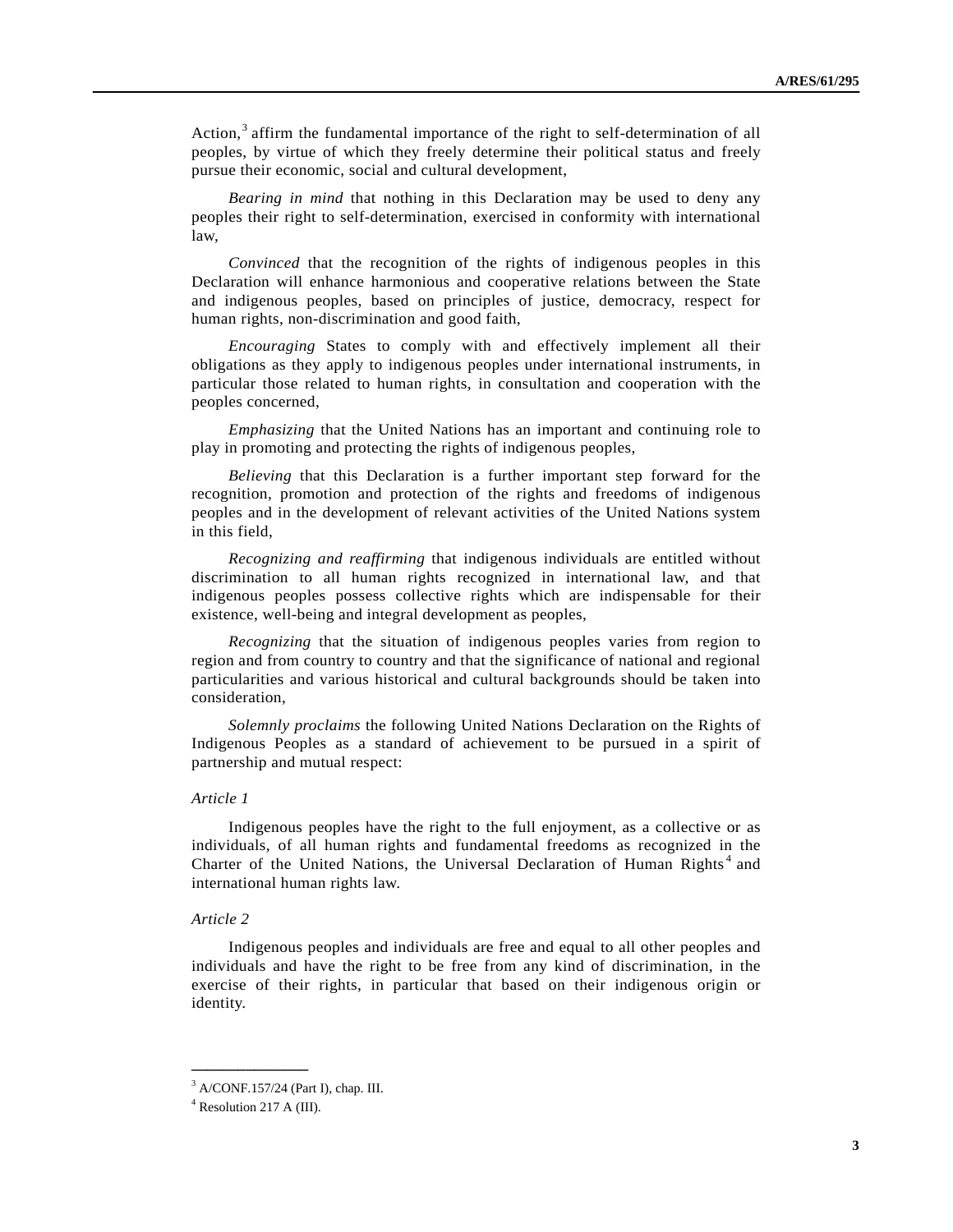Action,[3] affirm the fundamental importance of the right to self-determination of all peoples, by virtue of which they freely determine their political status and freely pursue their economic, social and cultural development,

*Bearing in mind* that nothing in this Declaration may be used to deny any peoples their right to self-determination, exercised in conformity with international law,

*Convinced* that the recognition of the rights of indigenous peoples in this Declaration will enhance harmonious and cooperative relations between the State and indigenous peoples, based on principles of justice, democracy, respect for human rights, non-discrimination and good faith,

*Encouraging* States to comply with and effectively implement all their obligations as they apply to indigenous peoples under international instruments, in particular those related to human rights, in consultation and cooperation with the peoples concerned,

*Emphasizing* that the United Nations has an important and continuing role to play in promoting and protecting the rights of indigenous peoples,

*Believing* that this Declaration is a further important step forward for the recognition, promotion and protection of the rights and freedoms of indigenous peoples and in the development of relevant activities of the United Nations system in this field,

*Recognizing and reaffirming* that indigenous individuals are entitled without discrimination to all human rights recognized in international law, and that indigenous peoples possess collective rights which are indispensable for their existence, well-being and integral development as peoples,

*Recognizing* that the situation of indigenous peoples varies from region to region and from country to country and that the significance of national and regional particularities and various historical and cultural backgrounds should be taken into consideration,

*Solemnly proclaims* the following United Nations Declaration on the Rights of Indigenous Peoples as a standard of achievement to be pursued in a spirit of partnership and mutual respect:

*Article 1*

Indigenous peoples have the right to the full enjoyment, as a collective or as individuals, of all human rights and fundamental freedoms as recognized in the Charter of the United Nations, the Universal Declaration of Human Rights[4] and international human rights law.

*Article 2*

Indigenous peoples and individuals are free and equal to all other peoples and individuals and have the right to be free from any kind of discrimination, in the exercise of their rights, in particular that based on their indigenous origin or identity.

---

[3] A/CONF.157/24 (Part I), chap. III.

[4] Resolution 217 A (III).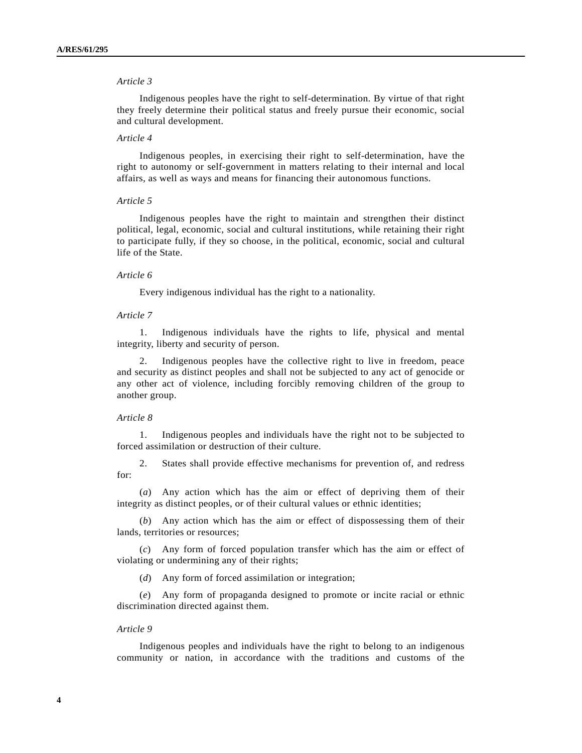*Article 3*

Indigenous peoples have the right to self-determination. By virtue of that right they freely determine their political status and freely pursue their economic, social and cultural development.

*Article 4*

Indigenous peoples, in exercising their right to self-determination, have the right to autonomy or self-government in matters relating to their internal and local affairs, as well as ways and means for financing their autonomous functions.

*Article 5*

Indigenous peoples have the right to maintain and strengthen their distinct political, legal, economic, social and cultural institutions, while retaining their right to participate fully, if they so choose, in the political, economic, social and cultural life of the State.

*Article 6*

Every indigenous individual has the right to a nationality.

*Article 7*

1. Indigenous individuals have the rights to life, physical and mental integrity, liberty and security of person.

2. Indigenous peoples have the collective right to live in freedom, peace and security as distinct peoples and shall not be subjected to any act of genocide or any other act of violence, including forcibly removing children of the group to another group.

*Article 8*

1. Indigenous peoples and individuals have the right not to be subjected to forced assimilation or destruction of their culture.

2. States shall provide effective mechanisms for prevention of, and redress for:

(*a*) Any action which has the aim or effect of depriving them of their integrity as distinct peoples, or of their cultural values or ethnic identities;

(*b*) Any action which has the aim or effect of dispossessing them of their lands, territories or resources;

(*c*) Any form of forced population transfer which has the aim or effect of violating or undermining any of their rights;

(*d*) Any form of forced assimilation or integration;

(*e*) Any form of propaganda designed to promote or incite racial or ethnic discrimination directed against them.

*Article 9*

Indigenous peoples and individuals have the right to belong to an indigenous community or nation, in accordance with the traditions and customs of the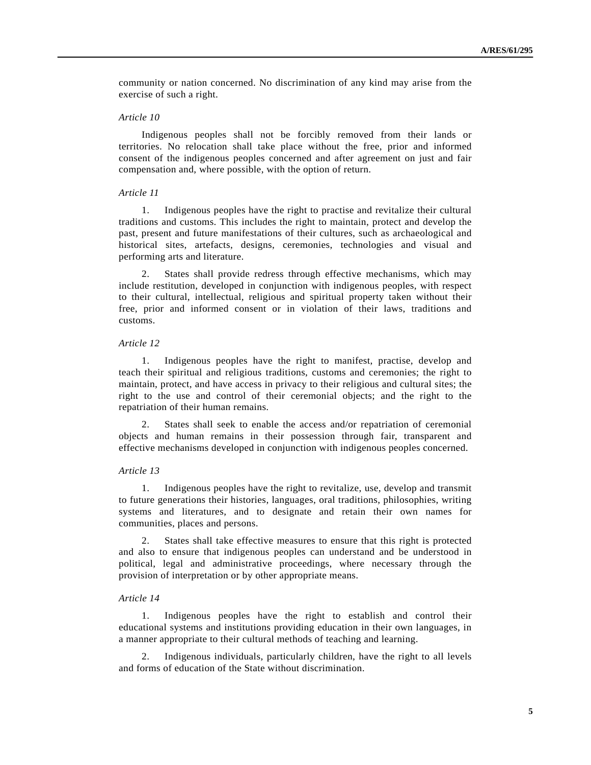community or nation concerned. No discrimination of any kind may arise from the exercise of such a right.

*Article 10*

Indigenous peoples shall not be forcibly removed from their lands or territories. No relocation shall take place without the free, prior and informed consent of the indigenous peoples concerned and after agreement on just and fair compensation and, where possible, with the option of return.

*Article 11*

1. Indigenous peoples have the right to practise and revitalize their cultural traditions and customs. This includes the right to maintain, protect and develop the past, present and future manifestations of their cultures, such as archaeological and historical sites, artefacts, designs, ceremonies, technologies and visual and performing arts and literature.

2. States shall provide redress through effective mechanisms, which may include restitution, developed in conjunction with indigenous peoples, with respect to their cultural, intellectual, religious and spiritual property taken without their free, prior and informed consent or in violation of their laws, traditions and customs.

*Article 12*

1. Indigenous peoples have the right to manifest, practise, develop and teach their spiritual and religious traditions, customs and ceremonies; the right to maintain, protect, and have access in privacy to their religious and cultural sites; the right to the use and control of their ceremonial objects; and the right to the repatriation of their human remains.

2. States shall seek to enable the access and/or repatriation of ceremonial objects and human remains in their possession through fair, transparent and effective mechanisms developed in conjunction with indigenous peoples concerned.

*Article 13*

1. Indigenous peoples have the right to revitalize, use, develop and transmit to future generations their histories, languages, oral traditions, philosophies, writing systems and literatures, and to designate and retain their own names for communities, places and persons.

2. States shall take effective measures to ensure that this right is protected and also to ensure that indigenous peoples can understand and be understood in political, legal and administrative proceedings, where necessary through the provision of interpretation or by other appropriate means.

*Article 14*

1. Indigenous peoples have the right to establish and control their educational systems and institutions providing education in their own languages, in a manner appropriate to their cultural methods of teaching and learning.

2. Indigenous individuals, particularly children, have the right to all levels and forms of education of the State without discrimination.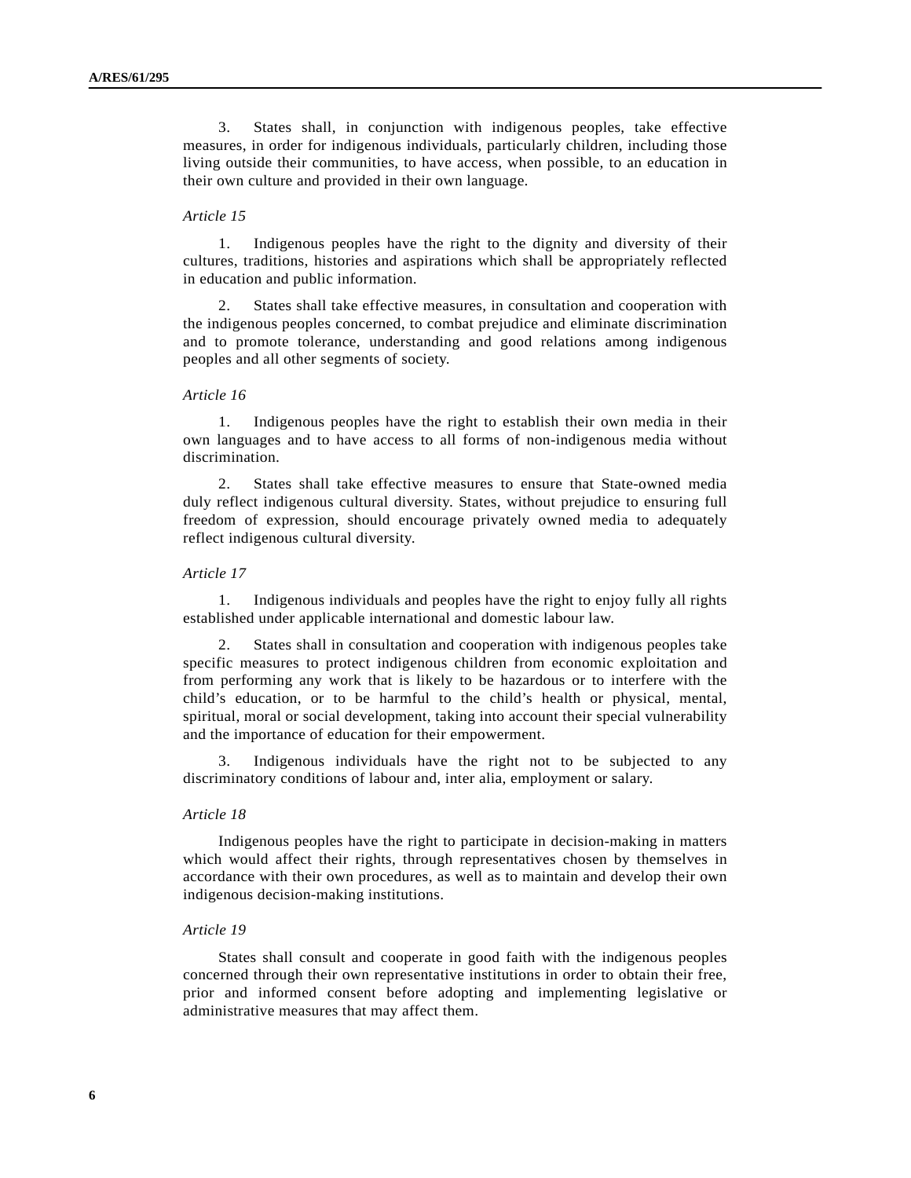3. States shall, in conjunction with indigenous peoples, take effective measures, in order for indigenous individuals, particularly children, including those living outside their communities, to have access, when possible, to an education in their own culture and provided in their own language.

*Article 15*

1. Indigenous peoples have the right to the dignity and diversity of their cultures, traditions, histories and aspirations which shall be appropriately reflected in education and public information.

2. States shall take effective measures, in consultation and cooperation with the indigenous peoples concerned, to combat prejudice and eliminate discrimination and to promote tolerance, understanding and good relations among indigenous peoples and all other segments of society.

*Article 16*

1. Indigenous peoples have the right to establish their own media in their own languages and to have access to all forms of non-indigenous media without discrimination.

2. States shall take effective measures to ensure that State-owned media duly reflect indigenous cultural diversity. States, without prejudice to ensuring full freedom of expression, should encourage privately owned media to adequately reflect indigenous cultural diversity.

*Article 17*

1. Indigenous individuals and peoples have the right to enjoy fully all rights established under applicable international and domestic labour law.

2. States shall in consultation and cooperation with indigenous peoples take specific measures to protect indigenous children from economic exploitation and from performing any work that is likely to be hazardous or to interfere with the child's education, or to be harmful to the child's health or physical, mental, spiritual, moral or social development, taking into account their special vulnerability and the importance of education for their empowerment.

3. Indigenous individuals have the right not to be subjected to any discriminatory conditions of labour and, inter alia, employment or salary.

*Article 18*

Indigenous peoples have the right to participate in decision-making in matters which would affect their rights, through representatives chosen by themselves in accordance with their own procedures, as well as to maintain and develop their own indigenous decision-making institutions.

*Article 19*

States shall consult and cooperate in good faith with the indigenous peoples concerned through their own representative institutions in order to obtain their free, prior and informed consent before adopting and implementing legislative or administrative measures that may affect them.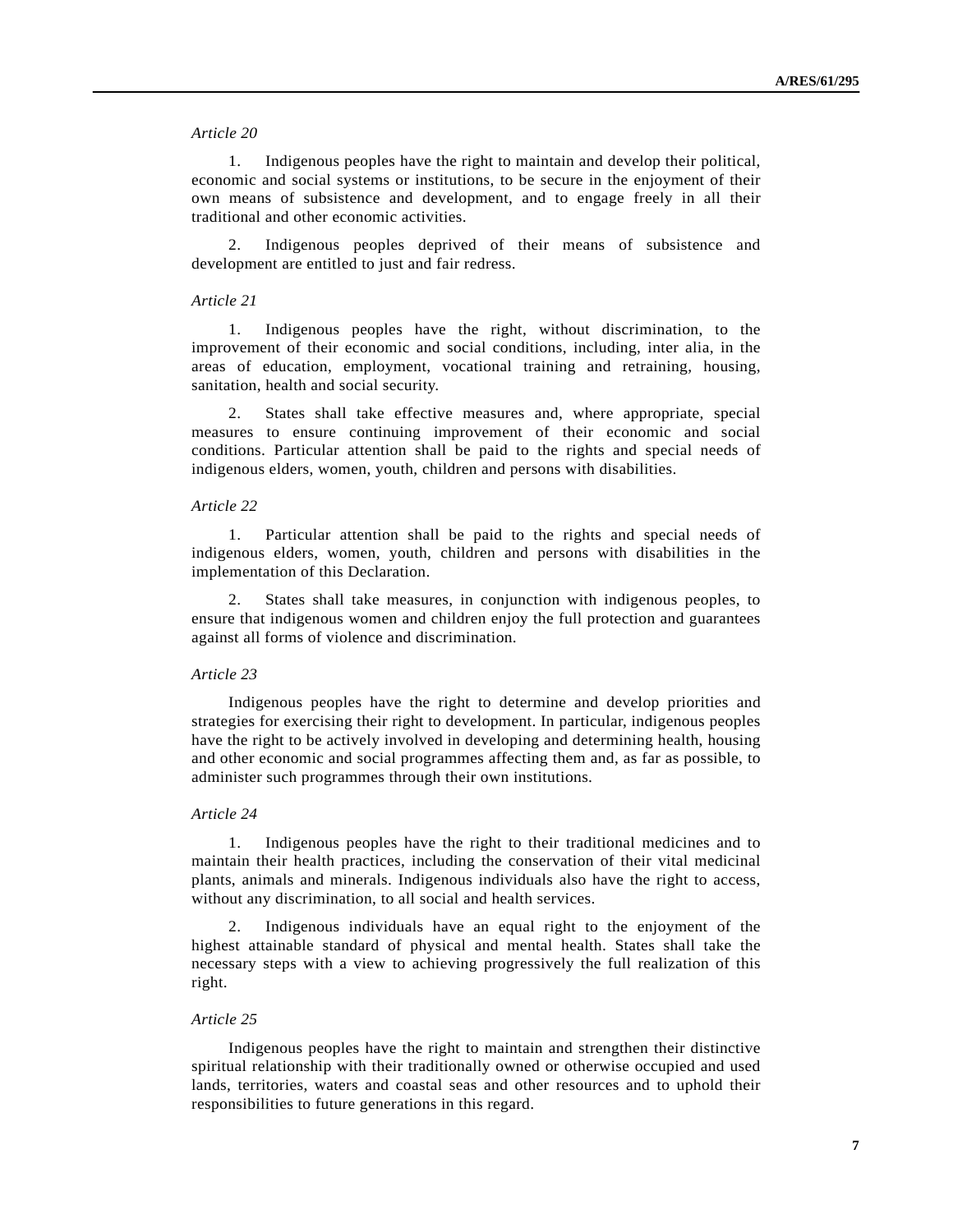*Article 20*

1. Indigenous peoples have the right to maintain and develop their political, economic and social systems or institutions, to be secure in the enjoyment of their own means of subsistence and development, and to engage freely in all their traditional and other economic activities.

2. Indigenous peoples deprived of their means of subsistence and development are entitled to just and fair redress.

*Article 21*

1. Indigenous peoples have the right, without discrimination, to the improvement of their economic and social conditions, including, inter alia, in the areas of education, employment, vocational training and retraining, housing, sanitation, health and social security.

2. States shall take effective measures and, where appropriate, special measures to ensure continuing improvement of their economic and social conditions. Particular attention shall be paid to the rights and special needs of indigenous elders, women, youth, children and persons with disabilities.

*Article 22*

1. Particular attention shall be paid to the rights and special needs of indigenous elders, women, youth, children and persons with disabilities in the implementation of this Declaration.

2. States shall take measures, in conjunction with indigenous peoples, to ensure that indigenous women and children enjoy the full protection and guarantees against all forms of violence and discrimination.

*Article 23*

Indigenous peoples have the right to determine and develop priorities and strategies for exercising their right to development. In particular, indigenous peoples have the right to be actively involved in developing and determining health, housing and other economic and social programmes affecting them and, as far as possible, to administer such programmes through their own institutions.

*Article 24*

1. Indigenous peoples have the right to their traditional medicines and to maintain their health practices, including the conservation of their vital medicinal plants, animals and minerals. Indigenous individuals also have the right to access, without any discrimination, to all social and health services.

2. Indigenous individuals have an equal right to the enjoyment of the highest attainable standard of physical and mental health. States shall take the necessary steps with a view to achieving progressively the full realization of this right.

*Article 25*

Indigenous peoples have the right to maintain and strengthen their distinctive spiritual relationship with their traditionally owned or otherwise occupied and used lands, territories, waters and coastal seas and other resources and to uphold their responsibilities to future generations in this regard.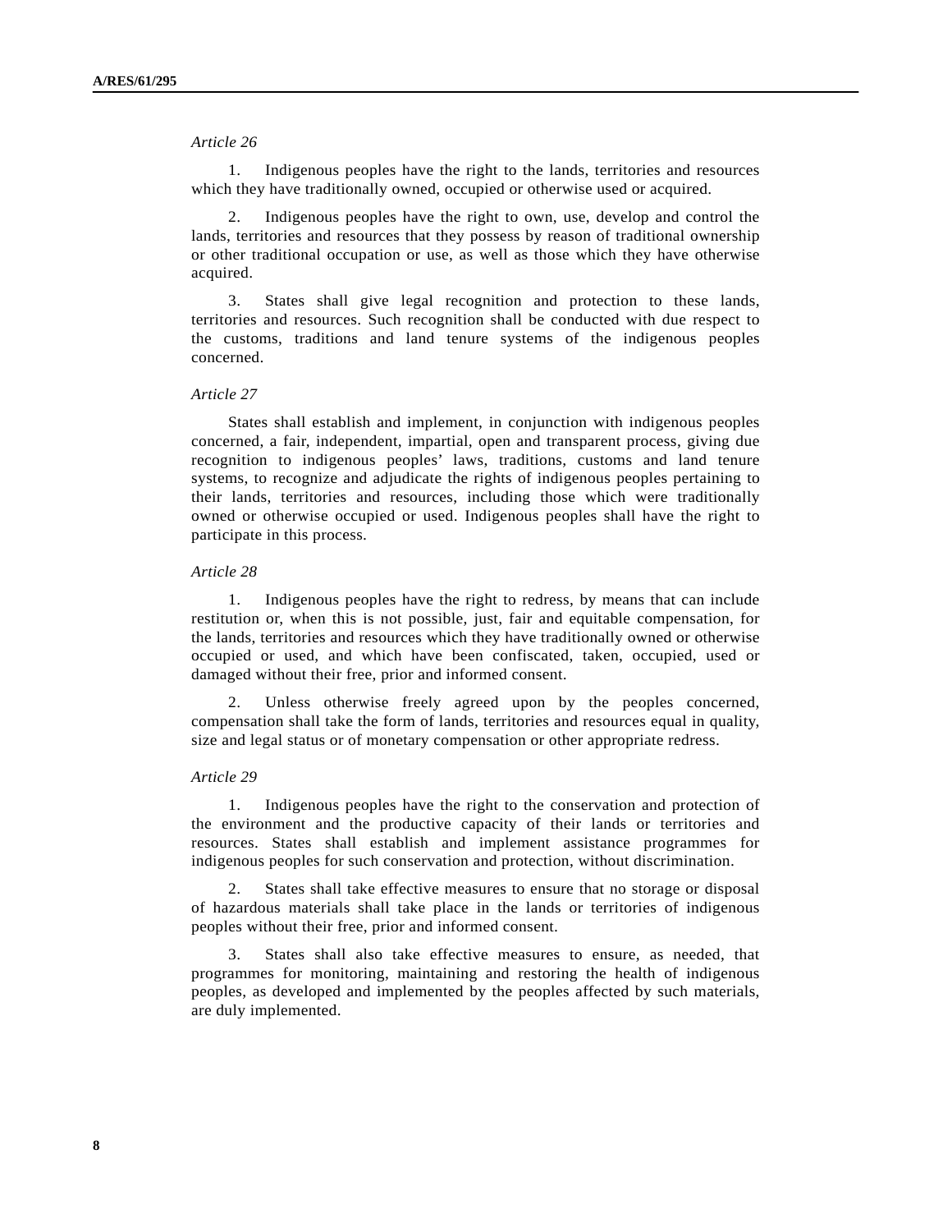*Article 26*

1. Indigenous peoples have the right to the lands, territories and resources which they have traditionally owned, occupied or otherwise used or acquired.

2. Indigenous peoples have the right to own, use, develop and control the lands, territories and resources that they possess by reason of traditional ownership or other traditional occupation or use, as well as those which they have otherwise acquired.

3. States shall give legal recognition and protection to these lands, territories and resources. Such recognition shall be conducted with due respect to the customs, traditions and land tenure systems of the indigenous peoples concerned.

*Article 27*

States shall establish and implement, in conjunction with indigenous peoples concerned, a fair, independent, impartial, open and transparent process, giving due recognition to indigenous peoples' laws, traditions, customs and land tenure systems, to recognize and adjudicate the rights of indigenous peoples pertaining to their lands, territories and resources, including those which were traditionally owned or otherwise occupied or used. Indigenous peoples shall have the right to participate in this process.

*Article 28*

1. Indigenous peoples have the right to redress, by means that can include restitution or, when this is not possible, just, fair and equitable compensation, for the lands, territories and resources which they have traditionally owned or otherwise occupied or used, and which have been confiscated, taken, occupied, used or damaged without their free, prior and informed consent.

2. Unless otherwise freely agreed upon by the peoples concerned, compensation shall take the form of lands, territories and resources equal in quality, size and legal status or of monetary compensation or other appropriate redress.

*Article 29*

1. Indigenous peoples have the right to the conservation and protection of the environment and the productive capacity of their lands or territories and resources. States shall establish and implement assistance programmes for indigenous peoples for such conservation and protection, without discrimination.

2. States shall take effective measures to ensure that no storage or disposal of hazardous materials shall take place in the lands or territories of indigenous peoples without their free, prior and informed consent.

3. States shall also take effective measures to ensure, as needed, that programmes for monitoring, maintaining and restoring the health of indigenous peoples, as developed and implemented by the peoples affected by such materials, are duly implemented.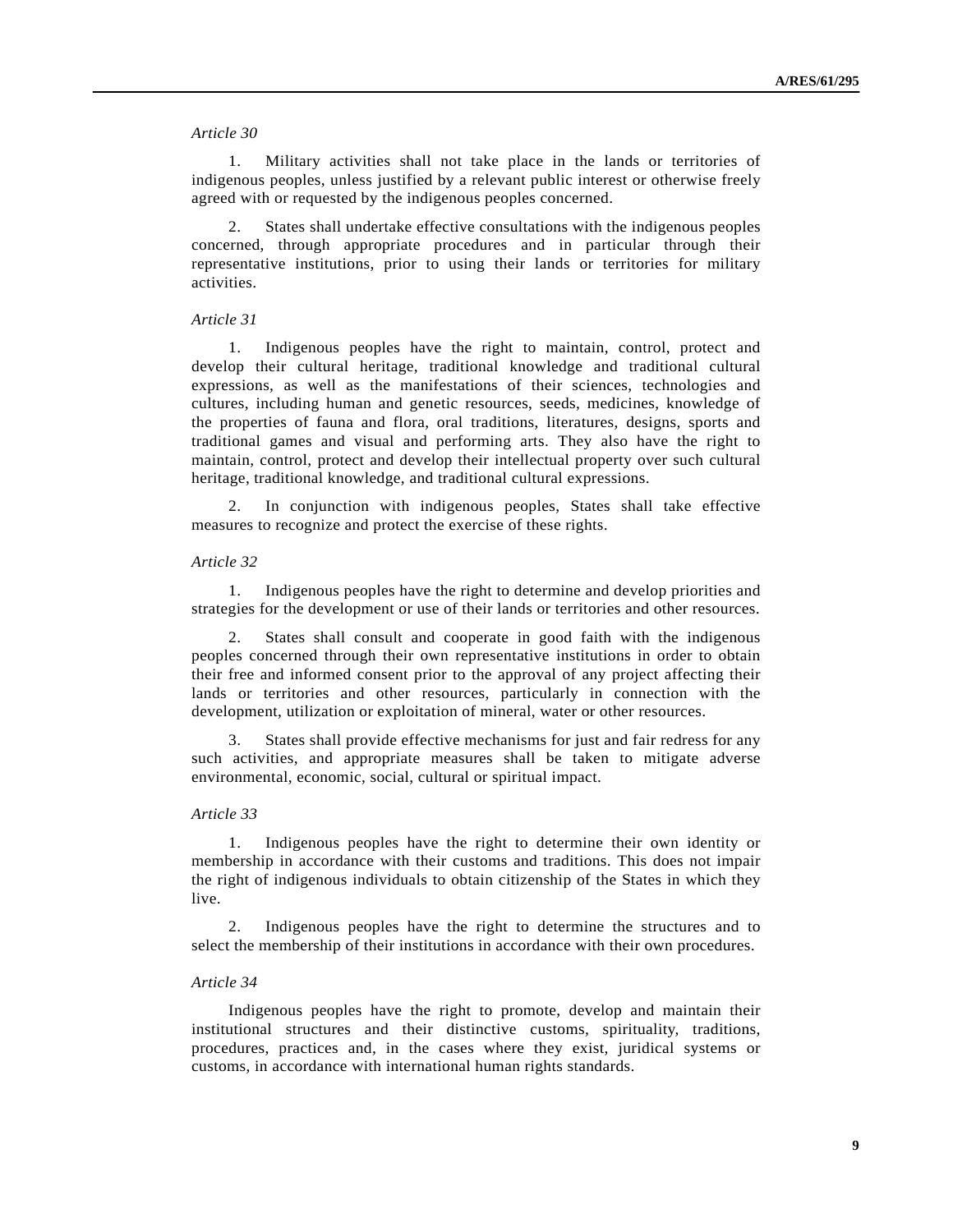*Article 30*

1. Military activities shall not take place in the lands or territories of indigenous peoples, unless justified by a relevant public interest or otherwise freely agreed with or requested by the indigenous peoples concerned.

2. States shall undertake effective consultations with the indigenous peoples concerned, through appropriate procedures and in particular through their representative institutions, prior to using their lands or territories for military activities.

*Article 31*

1. Indigenous peoples have the right to maintain, control, protect and develop their cultural heritage, traditional knowledge and traditional cultural expressions, as well as the manifestations of their sciences, technologies and cultures, including human and genetic resources, seeds, medicines, knowledge of the properties of fauna and flora, oral traditions, literatures, designs, sports and traditional games and visual and performing arts. They also have the right to maintain, control, protect and develop their intellectual property over such cultural heritage, traditional knowledge, and traditional cultural expressions.

2. In conjunction with indigenous peoples, States shall take effective measures to recognize and protect the exercise of these rights.

*Article 32*

1. Indigenous peoples have the right to determine and develop priorities and strategies for the development or use of their lands or territories and other resources.

2. States shall consult and cooperate in good faith with the indigenous peoples concerned through their own representative institutions in order to obtain their free and informed consent prior to the approval of any project affecting their lands or territories and other resources, particularly in connection with the development, utilization or exploitation of mineral, water or other resources.

3. States shall provide effective mechanisms for just and fair redress for any such activities, and appropriate measures shall be taken to mitigate adverse environmental, economic, social, cultural or spiritual impact.

*Article 33*

1. Indigenous peoples have the right to determine their own identity or membership in accordance with their customs and traditions. This does not impair the right of indigenous individuals to obtain citizenship of the States in which they live.

2. Indigenous peoples have the right to determine the structures and to select the membership of their institutions in accordance with their own procedures.

*Article 34*

Indigenous peoples have the right to promote, develop and maintain their institutional structures and their distinctive customs, spirituality, traditions, procedures, practices and, in the cases where they exist, juridical systems or customs, in accordance with international human rights standards.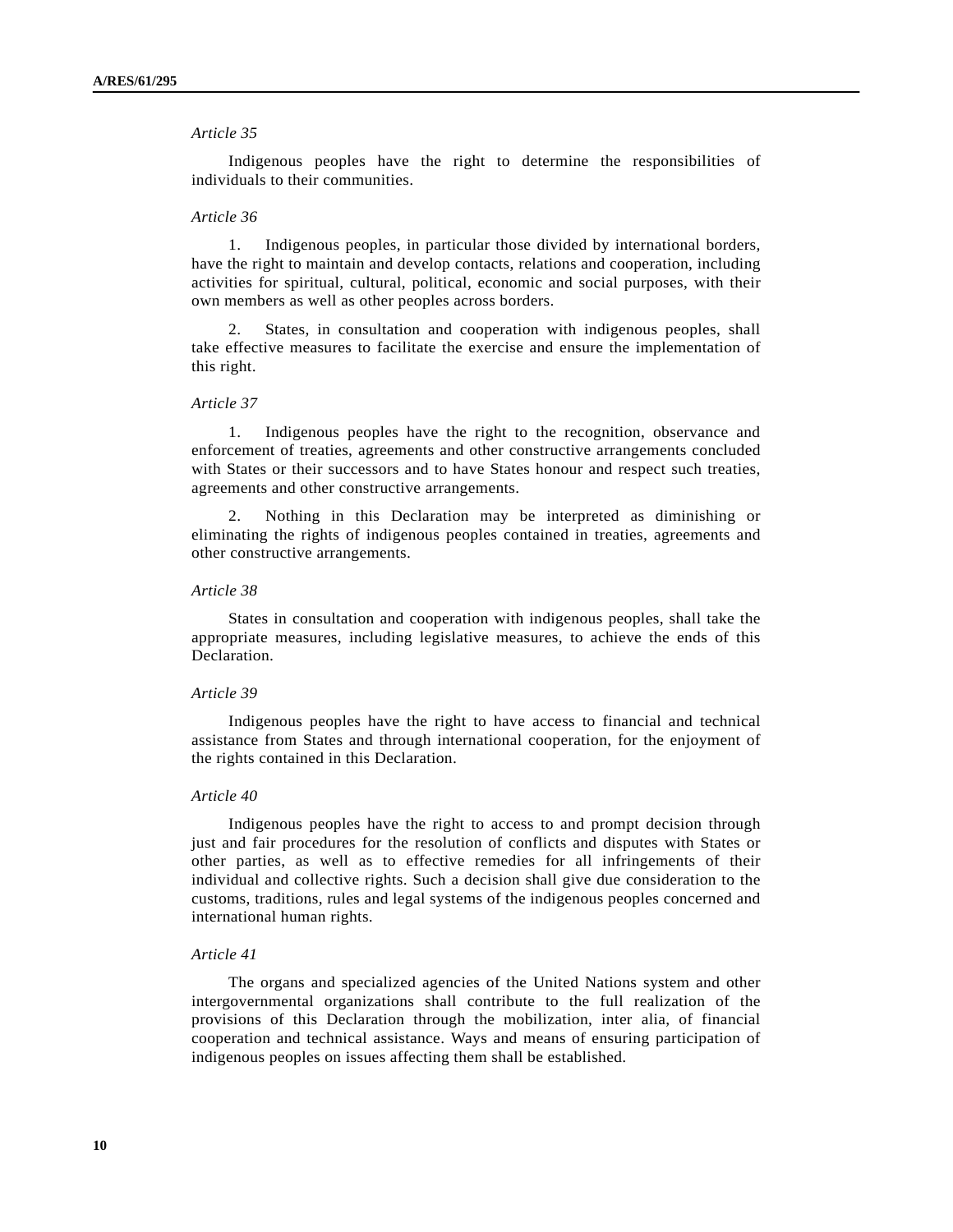*Article 35*

Indigenous peoples have the right to determine the responsibilities of individuals to their communities.

*Article 36*

1. Indigenous peoples, in particular those divided by international borders, have the right to maintain and develop contacts, relations and cooperation, including activities for spiritual, cultural, political, economic and social purposes, with their own members as well as other peoples across borders.

2. States, in consultation and cooperation with indigenous peoples, shall take effective measures to facilitate the exercise and ensure the implementation of this right.

*Article 37*

1. Indigenous peoples have the right to the recognition, observance and enforcement of treaties, agreements and other constructive arrangements concluded with States or their successors and to have States honour and respect such treaties, agreements and other constructive arrangements.

2. Nothing in this Declaration may be interpreted as diminishing or eliminating the rights of indigenous peoples contained in treaties, agreements and other constructive arrangements.

*Article 38*

States in consultation and cooperation with indigenous peoples, shall take the appropriate measures, including legislative measures, to achieve the ends of this Declaration.

*Article 39*

Indigenous peoples have the right to have access to financial and technical assistance from States and through international cooperation, for the enjoyment of the rights contained in this Declaration.

*Article 40*

Indigenous peoples have the right to access to and prompt decision through just and fair procedures for the resolution of conflicts and disputes with States or other parties, as well as to effective remedies for all infringements of their individual and collective rights. Such a decision shall give due consideration to the customs, traditions, rules and legal systems of the indigenous peoples concerned and international human rights.

*Article 41*

The organs and specialized agencies of the United Nations system and other intergovernmental organizations shall contribute to the full realization of the provisions of this Declaration through the mobilization, inter alia, of financial cooperation and technical assistance. Ways and means of ensuring participation of indigenous peoples on issues affecting them shall be established.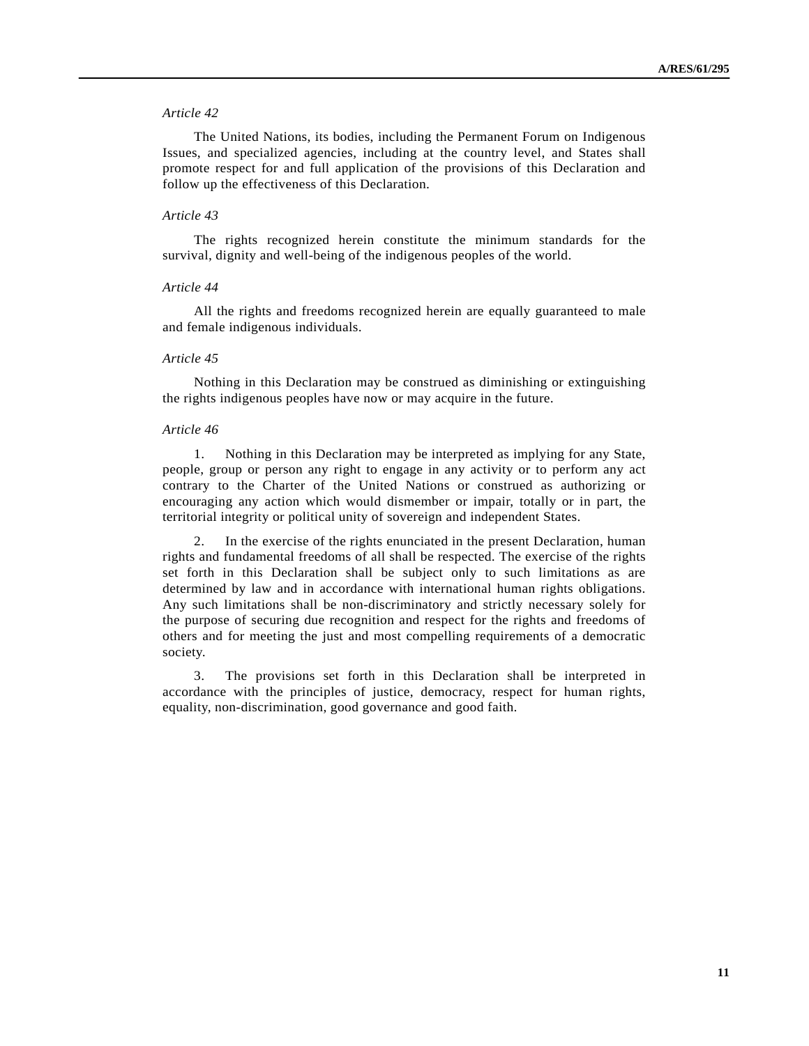*Article 42*

The United Nations, its bodies, including the Permanent Forum on Indigenous Issues, and specialized agencies, including at the country level, and States shall promote respect for and full application of the provisions of this Declaration and follow up the effectiveness of this Declaration.

*Article 43*

The rights recognized herein constitute the minimum standards for the survival, dignity and well-being of the indigenous peoples of the world.

*Article 44*

All the rights and freedoms recognized herein are equally guaranteed to male and female indigenous individuals.

*Article 45*

Nothing in this Declaration may be construed as diminishing or extinguishing the rights indigenous peoples have now or may acquire in the future.

*Article 46*

1. Nothing in this Declaration may be interpreted as implying for any State, people, group or person any right to engage in any activity or to perform any act contrary to the Charter of the United Nations or construed as authorizing or encouraging any action which would dismember or impair, totally or in part, the territorial integrity or political unity of sovereign and independent States.

2. In the exercise of the rights enunciated in the present Declaration, human rights and fundamental freedoms of all shall be respected. The exercise of the rights set forth in this Declaration shall be subject only to such limitations as are determined by law and in accordance with international human rights obligations. Any such limitations shall be non-discriminatory and strictly necessary solely for the purpose of securing due recognition and respect for the rights and freedoms of others and for meeting the just and most compelling requirements of a democratic society.

3. The provisions set forth in this Declaration shall be interpreted in accordance with the principles of justice, democracy, respect for human rights, equality, non-discrimination, good governance and good faith.